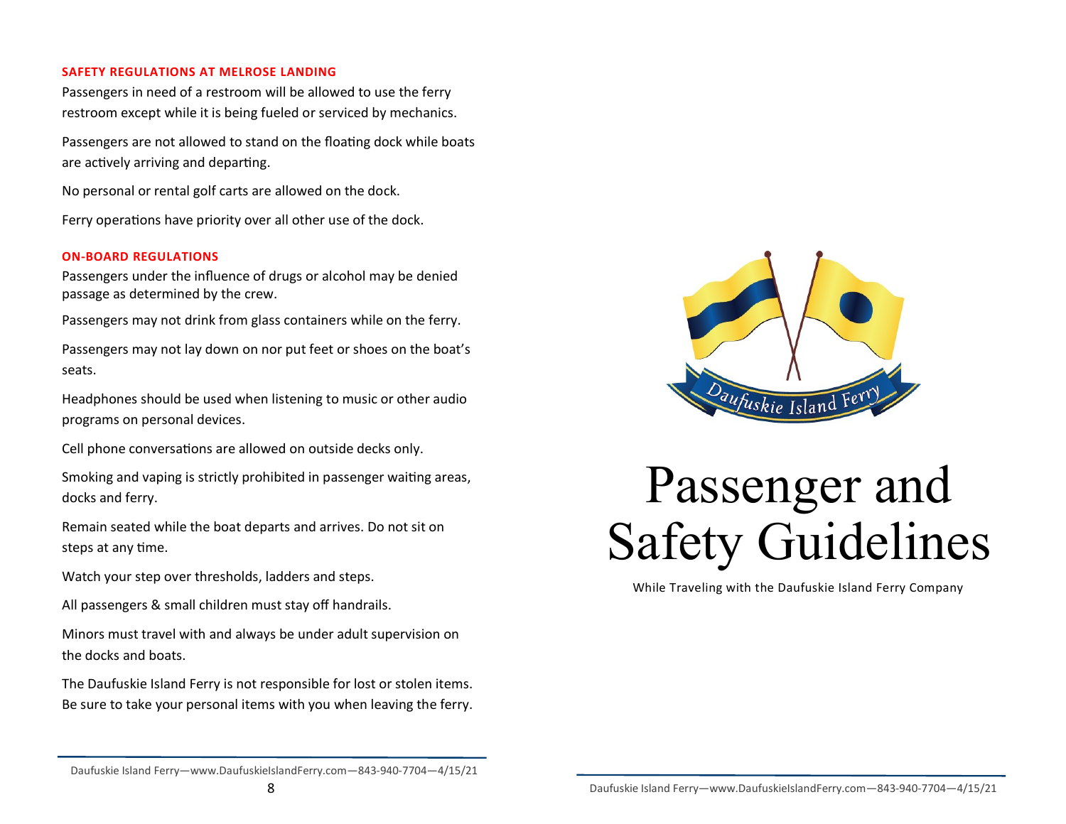## SAFETY REGULATIONS AT MELROSE LANDING

Passengers in need of a restroom will be allowed to use the ferry restroom except while it is being fueled or serviced by mechanics.

Passengers are not allowed to stand on the floating dock while boats are actively arriving and departing.

No personal or rental golf carts are allowed on the dock.

Ferry operations have priority over all other use of the dock.

## ON-BOARD REGULATIONS

Passengers under the influence of drugs or alcohol may be denied passage as determined by the crew.

Passengers may not drink from glass containers while on the ferry.

Passengers may not lay down on nor put feet or shoes on the boat's seats.

Headphones should be used when listening to music or other audio programs on personal devices.

Cell phone conversations are allowed on outside decks only.

Smoking and vaping is strictly prohibited in passenger waiting areas, docks and ferry.

Remain seated while the boat departs and arrives. Do not sit on steps at any time.

Watch your step over thresholds, ladders and steps.

All passengers & small children must stay off handrails.

Minors must travel with and always be under adult supervision on the docks and boats.

The Daufuskie Island Ferry is not responsible for lost or stolen items. Be sure to take your personal items with you when leaving the ferry.

Daufuskie Island Ferry

# Passenger and Safety Guidelines

While Traveling with the Daufuskie Island Ferry Company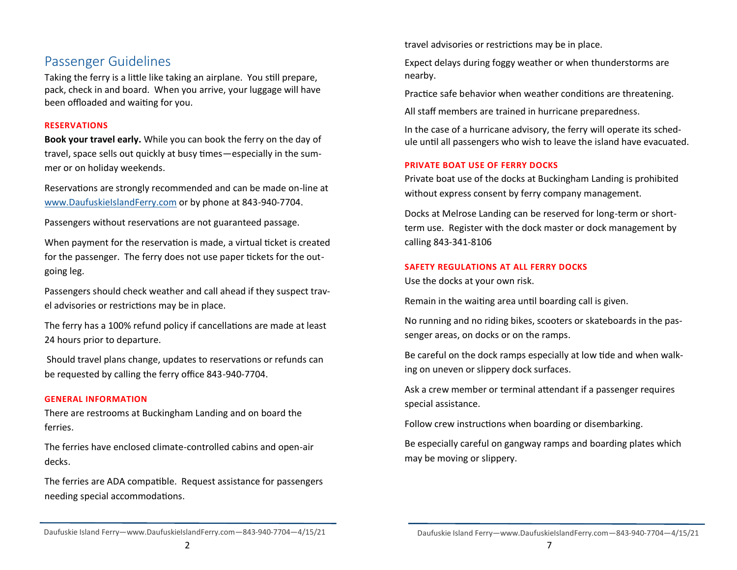## Passenger Guidelines

Taking the ferry is a little like taking an airplane. You still prepare, pack, check in and board. When you arrive, your luggage will have been offloaded and waiting for you.

### RESERVATIONS

**Book your travel early.** While you can book the ferry on the day of travel, space sells out quickly at busy times—especially in the summer or on holiday weekends.

Reservations are strongly recommended and can be made on-line at [www.DaufuskieIslandFerry.com](http://www.DaufuskieIslandFerry.com) or by phone at 843-940-7704.

Passengers without reservations are not guaranteed passage.

When payment for the reservation is made, a virtual ticket is created for the passenger. The ferry does not use paper tickets for the outgoing leg.

Passengers should check weather and call ahead if they suspect travel advisories or restrictions may be in place.

The ferry has a 100% refund policy if cancellations are made at least 24 hours prior to departure.

Should travel plans change, updates to reservations or refunds can be requested by calling the ferry office 843-940-7704.

### GENERAL INFORMATION

There are restrooms at Buckingham Landing and on board the ferries.

The ferries have enclosed climate-controlled cabins and open-air decks.

The ferries are ADA compatible. Request assistance for passengers needing special accommodations.

travel advisories or restrictions may be in place.

Expect delays during foggy weather or when thunderstorms are nearby.

Practice safe behavior when weather conditions are threatening.

All staff members are trained in hurricane preparedness.

In the case of a hurricane advisory, the ferry will operate its schedule until all passengers who wish to leave the island have evacuated.

### PRIVATE BOAT USE OF FERRY DOCKS

Private boat use of the docks at Buckingham Landing is prohibited without express consent by ferry company management.

Docks at Melrose Landing can be reserved for long-term or short-term use. Register with the dock master or dock management by calling 843-341-8106

### SAFETY REGULATIONS AT ALL FERRY DOCKS

Use the docks at your own risk.

Remain in the waiting area until boarding call is given.

No running and no riding bikes, scooters or skateboards in the passenger areas, on docks or on the ramps.

Be careful on the dock ramps especially at low tide and when walking on uneven or slippery dock surfaces.

Ask a crew member or terminal attendant if a passenger requires special assistance.

Follow crew instructions when boarding or disembarking.

Be especially careful on gangway ramps and boarding plates which may be moving or slippery.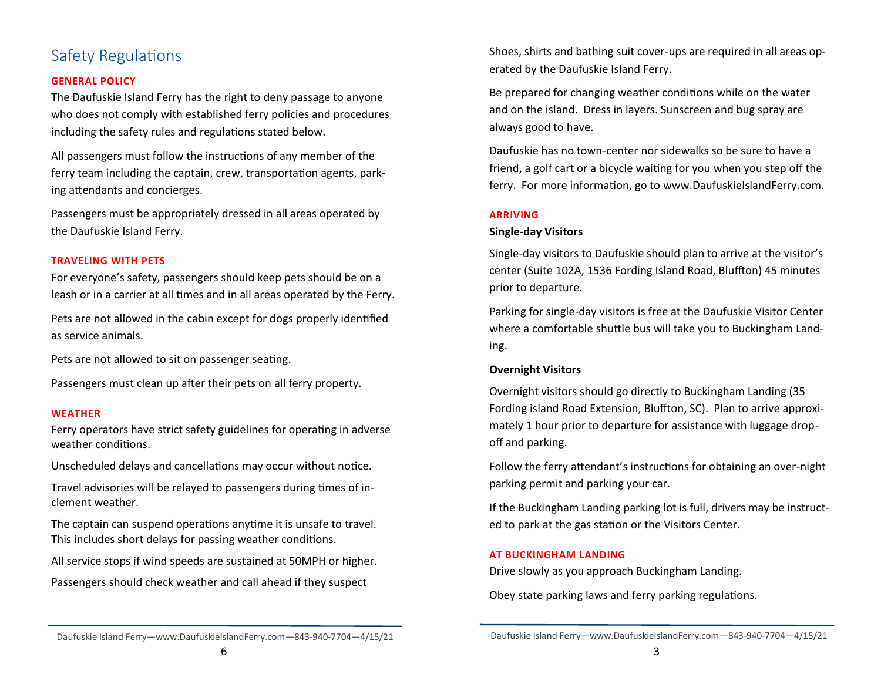# Safety Regulations

**GENERAL POLICY**

The Daufuskie Island Ferry has the right to deny passage to anyone who does not comply with established ferry policies and procedures including the safety rules and regulations stated below.

All passengers must follow the instructions of any member of the ferry team including the captain, crew, transportation agents, parking attendants and concierges.

Passengers must be appropriately dressed in all areas operated by the Daufuskie Island Ferry.

**TRAVELING WITH PETS**

For everyone's safety, passengers should keep pets should be on a leash or in a carrier at all times and in all areas operated by the Ferry.

Pets are not allowed in the cabin except for dogs properly identified as service animals.

Pets are not allowed to sit on passenger seating.

Passengers must clean up after their pets on all ferry property.

**WEATHER**

Ferry operators have strict safety guidelines for operating in adverse weather conditions.

Unscheduled delays and cancellations may occur without notice.

Travel advisories will be relayed to passengers during times of inclement weather.

The captain can suspend operations anytime it is unsafe to travel. This includes short delays for passing weather conditions.

All service stops if wind speeds are sustained at 50MPH or higher.

Passengers should check weather and call ahead if they suspect

Shoes, shirts and bathing suit cover-ups are required in all areas operated by the Daufuskie Island Ferry.

Be prepared for changing weather conditions while on the water and on the island. Dress in layers. Sunscreen and bug spray are always good to have.

Daufuskie has no town-center nor sidewalks so be sure to have a friend, a golf cart or a bicycle waiting for you when you step off the ferry. For more information, go to www.DaufuskieIslandFerry.com.

**ARRIVING**

**Single-day Visitors**

Single-day visitors to Daufuskie should plan to arrive at the visitor's center (Suite 102A, 1536 Fording Island Road, Bluffton) 45 minutes prior to departure.

Parking for single-day visitors is free at the Daufuskie Visitor Center where a comfortable shuttle bus will take you to Buckingham Landing.

**Overnight Visitors**

Overnight visitors should go directly to Buckingham Landing (35 Fording island Road Extension, Bluffton, SC). Plan to arrive approximately 1 hour prior to departure for assistance with luggage drop-off and parking.

Follow the ferry attendant's instructions for obtaining an over-night parking permit and parking your car.

If the Buckingham Landing parking lot is full, drivers may be instructed to park at the gas station or the Visitors Center.

**AT BUCKINGHAM LANDING**

Drive slowly as you approach Buckingham Landing.

Obey state parking laws and ferry parking regulations.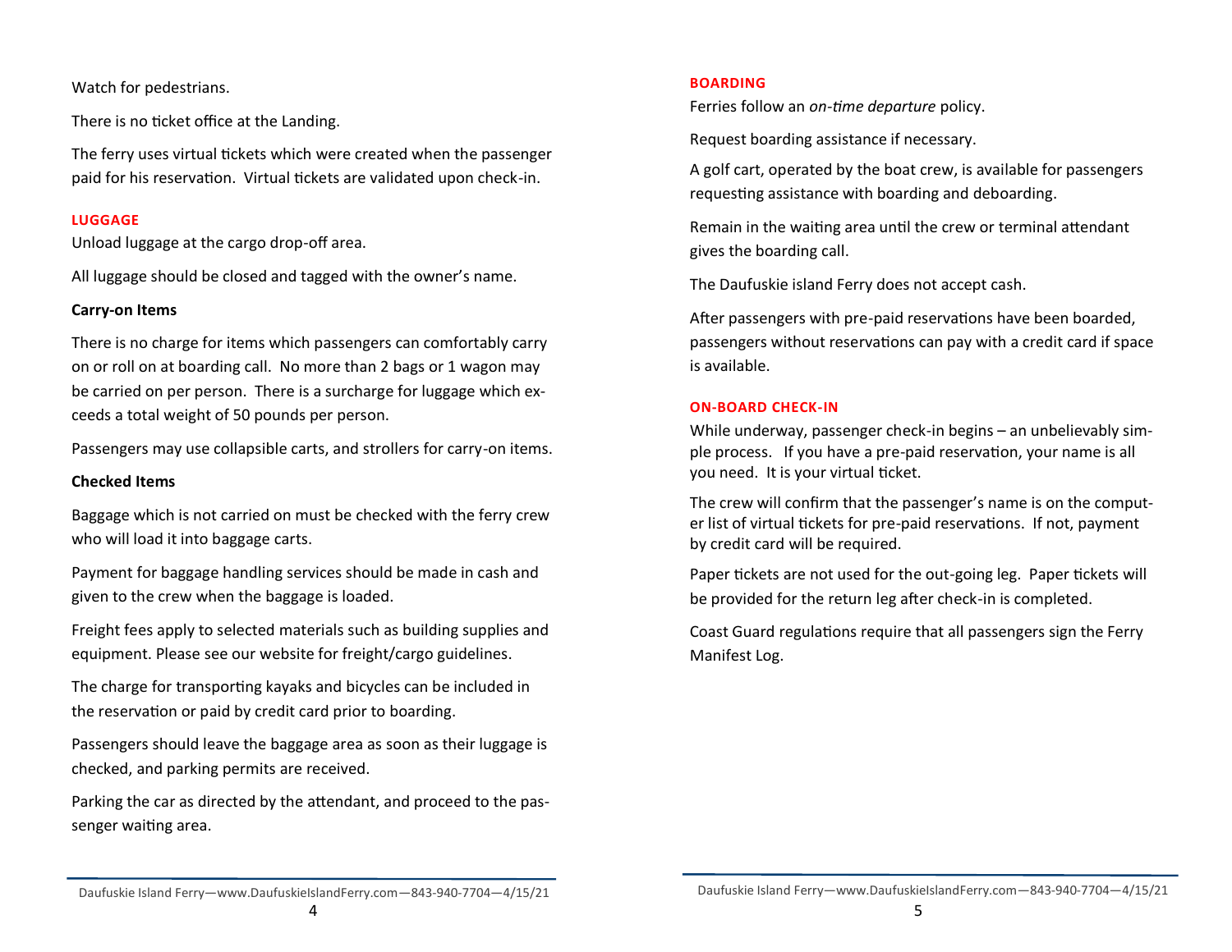Watch for pedestrians.

There is no ticket office at the Landing.

The ferry uses virtual tickets which were created when the passenger paid for his reservation. Virtual tickets are validated upon check-in.

## LUGGAGE

Unload luggage at the cargo drop-off area.

All luggage should be closed and tagged with the owner's name.

### Carry-on Items

There is no charge for items which passengers can comfortably carry on or roll on at boarding call. No more than 2 bags or 1 wagon may be carried on per person. There is a surcharge for luggage which exceeds a total weight of 50 pounds per person.

Passengers may use collapsible carts, and strollers for carry-on items.

### Checked Items

Baggage which is not carried on must be checked with the ferry crew who will load it into baggage carts.

Payment for baggage handling services should be made in cash and given to the crew when the baggage is loaded.

Freight fees apply to selected materials such as building supplies and equipment. Please see our website for freight/cargo guidelines.

The charge for transporting kayaks and bicycles can be included in the reservation or paid by credit card prior to boarding.

Passengers should leave the baggage area as soon as their luggage is checked, and parking permits are received.

Parking the car as directed by the attendant, and proceed to the passenger waiting area.

## BOARDING

Ferries follow an *on-time departure* policy.

Request boarding assistance if necessary.

A golf cart, operated by the boat crew, is available for passengers requesting assistance with boarding and deboarding.

Remain in the waiting area until the crew or terminal attendant gives the boarding call.

The Daufuskie island Ferry does not accept cash.

After passengers with pre-paid reservations have been boarded, passengers without reservations can pay with a credit card if space is available.

## ON-BOARD CHECK-IN

While underway, passenger check-in begins – an unbelievably simple process. If you have a pre-paid reservation, your name is all you need. It is your virtual ticket.

The crew will confirm that the passenger's name is on the computer list of virtual tickets for pre-paid reservations. If not, payment by credit card will be required.

Paper tickets are not used for the out-going leg. Paper tickets will be provided for the return leg after check-in is completed.

Coast Guard regulations require that all passengers sign the Ferry Manifest Log.